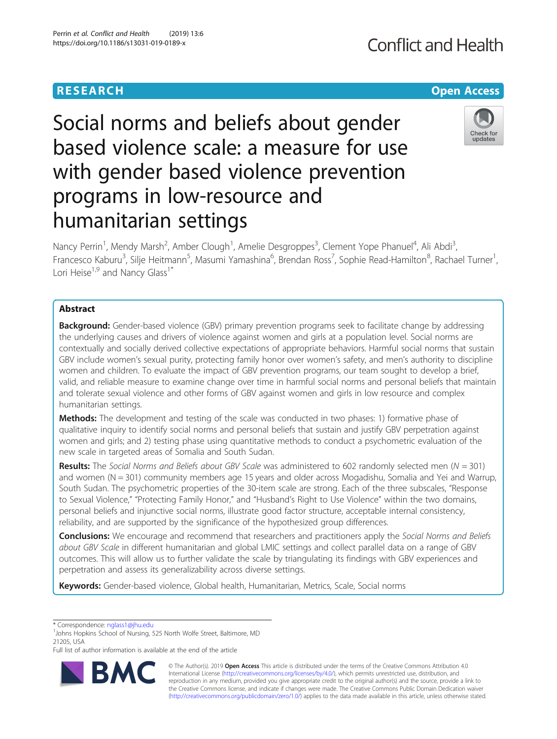RESEARCH Open Access

# Social norms and beliefs about gender based violence scale: a measure for use with gender based violence prevention programs in low-resource and humanitarian settings

Nancy Perrin[1], Mendy Marsh[2], Amber Clough[1], Amelie Desgroppes[3], Clement Yope Phanuel[4], Ali Abdi[3], Francesco Kaburu[3], Silje Heitmann[5], Masumi Yamashina[6], Brendan Ross[7], Sophie Read-Hamilton[8], Rachael Turner[1], Lori Heise[1,9] and Nancy Glass[1*]

## Abstract

**Background:** Gender-based violence (GBV) primary prevention programs seek to facilitate change by addressing the underlying causes and drivers of violence against women and girls at a population level. Social norms are contextually and socially derived collective expectations of appropriate behaviors. Harmful social norms that sustain GBV include women's sexual purity, protecting family honor over women's safety, and men's authority to discipline women and children. To evaluate the impact of GBV prevention programs, our team sought to develop a brief, valid, and reliable measure to examine change over time in harmful social norms and personal beliefs that maintain and tolerate sexual violence and other forms of GBV against women and girls in low resource and complex humanitarian settings.

**Methods:** The development and testing of the scale was conducted in two phases: 1) formative phase of qualitative inquiry to identify social norms and personal beliefs that sustain and justify GBV perpetration against women and girls; and 2) testing phase using quantitative methods to conduct a psychometric evaluation of the new scale in targeted areas of Somalia and South Sudan.

**Results:** The *Social Norms and Beliefs about GBV Scale* was administered to 602 randomly selected men (N = 301) and women (N = 301) community members age 15 years and older across Mogadishu, Somalia and Yei and Warrup, South Sudan. The psychometric properties of the 30-item scale are strong. Each of the three subscales, "Response to Sexual Violence," "Protecting Family Honor," and "Husband's Right to Use Violence" within the two domains, personal beliefs and injunctive social norms, illustrate good factor structure, acceptable internal consistency, reliability, and are supported by the significance of the hypothesized group differences.

**Conclusions:** We encourage and recommend that researchers and practitioners apply the *Social Norms and Beliefs about GBV Scale* in different humanitarian and global LMIC settings and collect parallel data on a range of GBV outcomes. This will allow us to further validate the scale by triangulating its findings with GBV experiences and perpetration and assess its generalizability across diverse settings.

**Keywords:** Gender-based violence, Global health, Humanitarian, Metrics, Scale, Social norms

---

\* Correspondence: nglass1@jhu.edu
[1]Johns Hopkins School of Nursing, 525 North Wolfe Street, Baltimore, MD 21205, USA
Full list of author information is available at the end of the article

© The Author(s). 2019 **Open Access** This article is distributed under the terms of the Creative Commons Attribution 4.0 International License (http://creativecommons.org/licenses/by/4.0/), which permits unrestricted use, distribution, and reproduction in any medium, provided you give appropriate credit to the original author(s) and the source, provide a link to the Creative Commons license, and indicate if changes were made. The Creative Commons Public Domain Dedication waiver (http://creativecommons.org/publicdomain/zero/1.0/) applies to the data made available in this article, unless otherwise stated.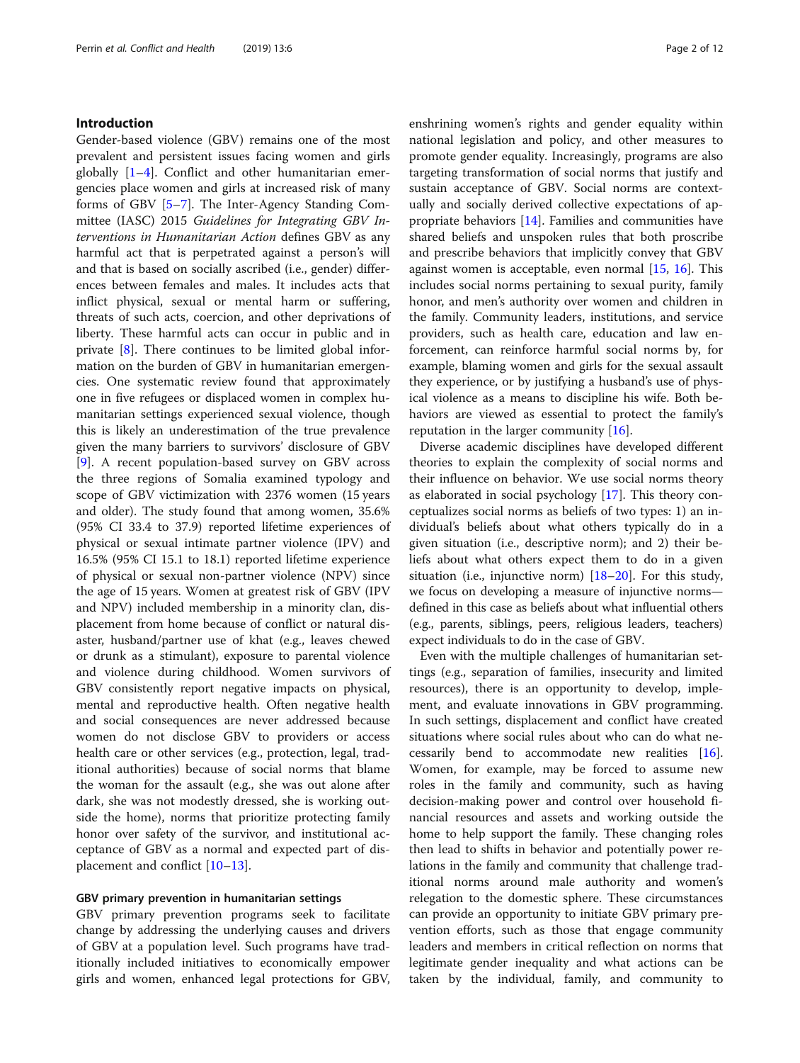## Introduction

Gender-based violence (GBV) remains one of the most prevalent and persistent issues facing women and girls globally [1–4]. Conflict and other humanitarian emergencies place women and girls at increased risk of many forms of GBV [5–7]. The Inter-Agency Standing Committee (IASC) 2015 *Guidelines for Integrating GBV Interventions in Humanitarian Action* defines GBV as any harmful act that is perpetrated against a person's will and that is based on socially ascribed (i.e., gender) differences between females and males. It includes acts that inflict physical, sexual or mental harm or suffering, threats of such acts, coercion, and other deprivations of liberty. These harmful acts can occur in public and in private [8]. There continues to be limited global information on the burden of GBV in humanitarian emergencies. One systematic review found that approximately one in five refugees or displaced women in complex humanitarian settings experienced sexual violence, though this is likely an underestimation of the true prevalence given the many barriers to survivors' disclosure of GBV [9]. A recent population-based survey on GBV across the three regions of Somalia examined typology and scope of GBV victimization with 2376 women (15 years and older). The study found that among women, 35.6% (95% CI 33.4 to 37.9) reported lifetime experiences of physical or sexual intimate partner violence (IPV) and 16.5% (95% CI 15.1 to 18.1) reported lifetime experience of physical or sexual non-partner violence (NPV) since the age of 15 years. Women at greatest risk of GBV (IPV and NPV) included membership in a minority clan, displacement from home because of conflict or natural disaster, husband/partner use of khat (e.g., leaves chewed or drunk as a stimulant), exposure to parental violence and violence during childhood. Women survivors of GBV consistently report negative impacts on physical, mental and reproductive health. Often negative health and social consequences are never addressed because women do not disclose GBV to providers or access health care or other services (e.g., protection, legal, traditional authorities) because of social norms that blame the woman for the assault (e.g., she was out alone after dark, she was not modestly dressed, she is working outside the home), norms that prioritize protecting family honor over safety of the survivor, and institutional acceptance of GBV as a normal and expected part of displacement and conflict [10–13].

### GBV primary prevention in humanitarian settings

GBV primary prevention programs seek to facilitate change by addressing the underlying causes and drivers of GBV at a population level. Such programs have traditionally included initiatives to economically empower girls and women, enhanced legal protections for GBV, enshrining women's rights and gender equality within national legislation and policy, and other measures to promote gender equality. Increasingly, programs are also targeting transformation of social norms that justify and sustain acceptance of GBV. Social norms are contextually and socially derived collective expectations of appropriate behaviors [14]. Families and communities have shared beliefs and unspoken rules that both proscribe and prescribe behaviors that implicitly convey that GBV against women is acceptable, even normal [15, 16]. This includes social norms pertaining to sexual purity, family honor, and men's authority over women and children in the family. Community leaders, institutions, and service providers, such as health care, education and law enforcement, can reinforce harmful social norms by, for example, blaming women and girls for the sexual assault they experience, or by justifying a husband's use of physical violence as a means to discipline his wife. Both behaviors are viewed as essential to protect the family's reputation in the larger community [16].

Diverse academic disciplines have developed different theories to explain the complexity of social norms and their influence on behavior. We use social norms theory as elaborated in social psychology [17]. This theory conceptualizes social norms as beliefs of two types: 1) an individual's beliefs about what others typically do in a given situation (i.e., descriptive norm); and 2) their beliefs about what others expect them to do in a given situation (i.e., injunctive norm) [18–20]. For this study, we focus on developing a measure of injunctive norms—defined in this case as beliefs about what influential others (e.g., parents, siblings, peers, religious leaders, teachers) expect individuals to do in the case of GBV.

Even with the multiple challenges of humanitarian settings (e.g., separation of families, insecurity and limited resources), there is an opportunity to develop, implement, and evaluate innovations in GBV programming. In such settings, displacement and conflict have created situations where social rules about who can do what necessarily bend to accommodate new realities [16]. Women, for example, may be forced to assume new roles in the family and community, such as having decision-making power and control over household financial resources and assets and working outside the home to help support the family. These changing roles then lead to shifts in behavior and potentially power relations in the family and community that challenge traditional norms around male authority and women's relegation to the domestic sphere. These circumstances can provide an opportunity to initiate GBV primary prevention efforts, such as those that engage community leaders and members in critical reflection on norms that legitimate gender inequality and what actions can be taken by the individual, family, and community to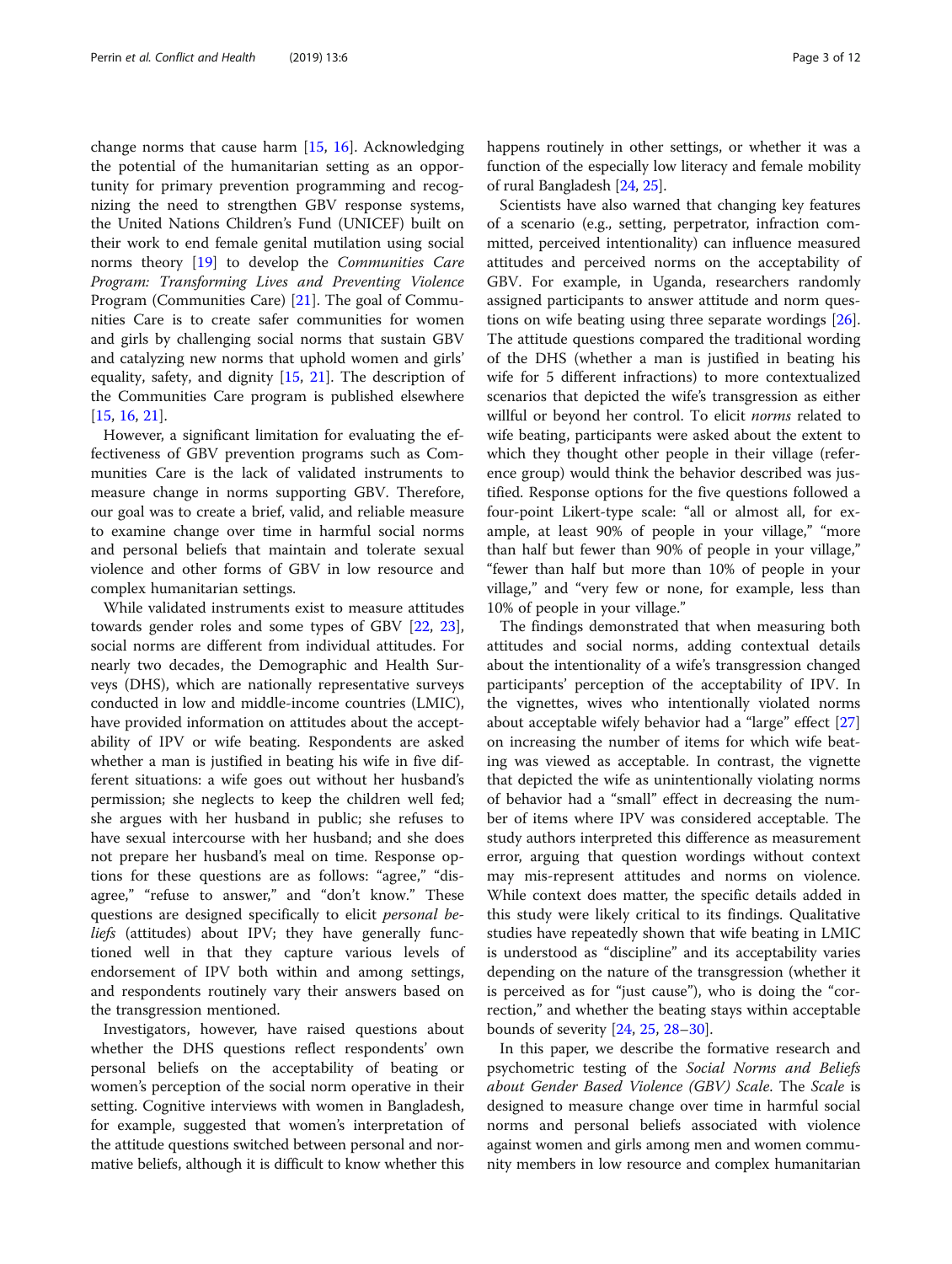change norms that cause harm [15, 16]. Acknowledging the potential of the humanitarian setting as an opportunity for primary prevention programming and recognizing the need to strengthen GBV response systems, the United Nations Children's Fund (UNICEF) built on their work to end female genital mutilation using social norms theory [19] to develop the *Communities Care Program: Transforming Lives and Preventing Violence* Program (Communities Care) [21]. The goal of Communities Care is to create safer communities for women and girls by challenging social norms that sustain GBV and catalyzing new norms that uphold women and girls' equality, safety, and dignity [15, 21]. The description of the Communities Care program is published elsewhere [15, 16, 21].

However, a significant limitation for evaluating the effectiveness of GBV prevention programs such as Communities Care is the lack of validated instruments to measure change in norms supporting GBV. Therefore, our goal was to create a brief, valid, and reliable measure to examine change over time in harmful social norms and personal beliefs that maintain and tolerate sexual violence and other forms of GBV in low resource and complex humanitarian settings.

While validated instruments exist to measure attitudes towards gender roles and some types of GBV [22, 23], social norms are different from individual attitudes. For nearly two decades, the Demographic and Health Surveys (DHS), which are nationally representative surveys conducted in low and middle-income countries (LMIC), have provided information on attitudes about the acceptability of IPV or wife beating. Respondents are asked whether a man is justified in beating his wife in five different situations: a wife goes out without her husband's permission; she neglects to keep the children well fed; she argues with her husband in public; she refuses to have sexual intercourse with her husband; and she does not prepare her husband's meal on time. Response options for these questions are as follows: "agree," "disagree," "refuse to answer," and "don't know." These questions are designed specifically to elicit *personal beliefs* (attitudes) about IPV; they have generally functioned well in that they capture various levels of endorsement of IPV both within and among settings, and respondents routinely vary their answers based on the transgression mentioned.

Investigators, however, have raised questions about whether the DHS questions reflect respondents' own personal beliefs on the acceptability of beating or women's perception of the social norm operative in their setting. Cognitive interviews with women in Bangladesh, for example, suggested that women's interpretation of the attitude questions switched between personal and normative beliefs, although it is difficult to know whether this happens routinely in other settings, or whether it was a function of the especially low literacy and female mobility of rural Bangladesh [24, 25].

Scientists have also warned that changing key features of a scenario (e.g., setting, perpetrator, infraction committed, perceived intentionality) can influence measured attitudes and perceived norms on the acceptability of GBV. For example, in Uganda, researchers randomly assigned participants to answer attitude and norm questions on wife beating using three separate wordings [26]. The attitude questions compared the traditional wording of the DHS (whether a man is justified in beating his wife for 5 different infractions) to more contextualized scenarios that depicted the wife's transgression as either willful or beyond her control. To elicit *norms* related to wife beating, participants were asked about the extent to which they thought other people in their village (reference group) would think the behavior described was justified. Response options for the five questions followed a four-point Likert-type scale: "all or almost all, for example, at least 90% of people in your village," "more than half but fewer than 90% of people in your village," "fewer than half but more than 10% of people in your village," and "very few or none, for example, less than 10% of people in your village."

The findings demonstrated that when measuring both attitudes and social norms, adding contextual details about the intentionality of a wife's transgression changed participants' perception of the acceptability of IPV. In the vignettes, wives who intentionally violated norms about acceptable wifely behavior had a "large" effect [27] on increasing the number of items for which wife beating was viewed as acceptable. In contrast, the vignette that depicted the wife as unintentionally violating norms of behavior had a "small" effect in decreasing the number of items where IPV was considered acceptable. The study authors interpreted this difference as measurement error, arguing that question wordings without context may mis-represent attitudes and norms on violence. While context does matter, the specific details added in this study were likely critical to its findings. Qualitative studies have repeatedly shown that wife beating in LMIC is understood as "discipline" and its acceptability varies depending on the nature of the transgression (whether it is perceived as for "just cause"), who is doing the "correction," and whether the beating stays within acceptable bounds of severity [24, 25, 28–30].

In this paper, we describe the formative research and psychometric testing of the *Social Norms and Beliefs about Gender Based Violence (GBV) Scale*. The *Scale* is designed to measure change over time in harmful social norms and personal beliefs associated with violence against women and girls among men and women community members in low resource and complex humanitarian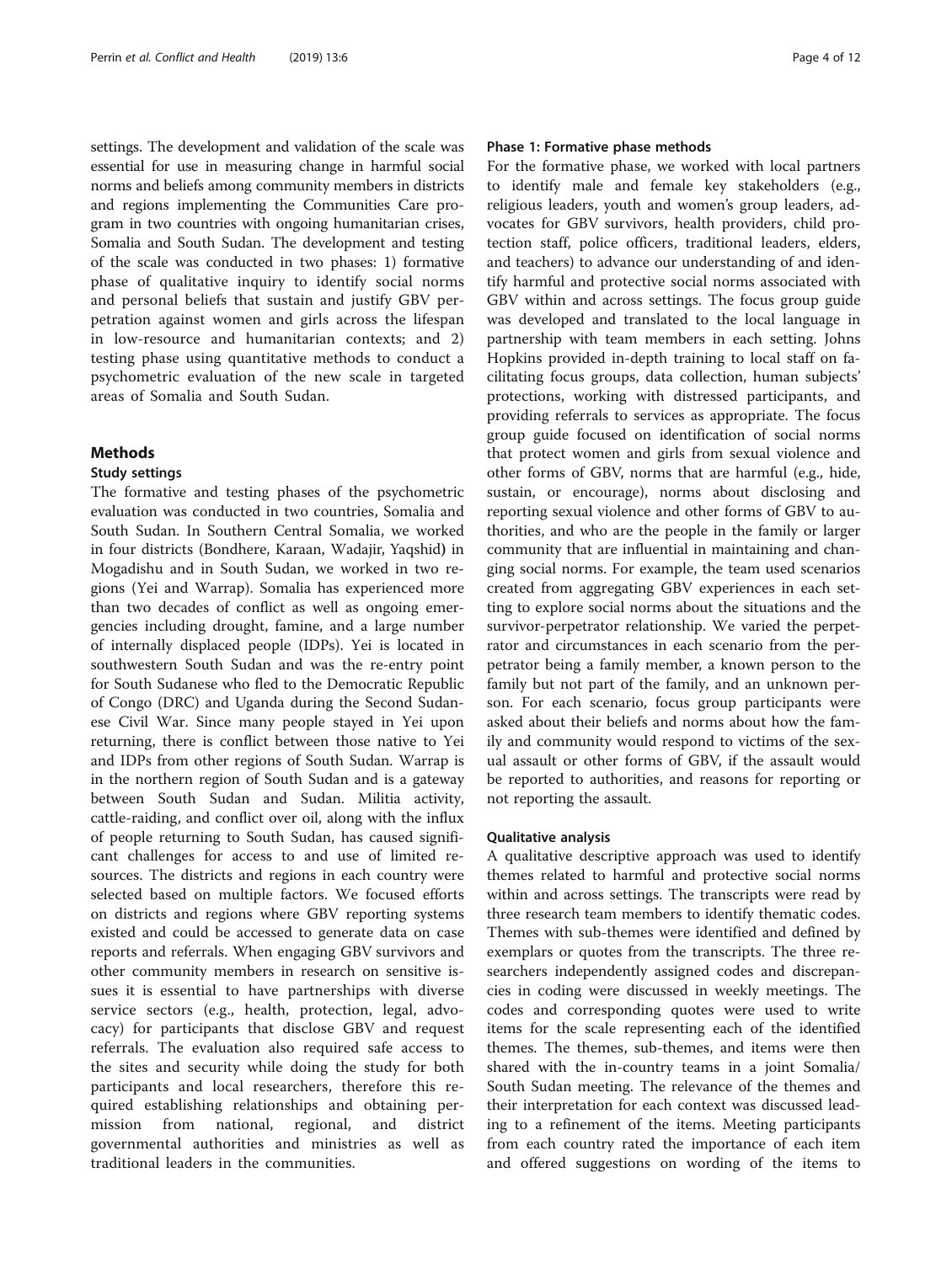settings. The development and validation of the scale was essential for use in measuring change in harmful social norms and beliefs among community members in districts and regions implementing the Communities Care program in two countries with ongoing humanitarian crises, Somalia and South Sudan. The development and testing of the scale was conducted in two phases: 1) formative phase of qualitative inquiry to identify social norms and personal beliefs that sustain and justify GBV perpetration against women and girls across the lifespan in low-resource and humanitarian contexts; and 2) testing phase using quantitative methods to conduct a psychometric evaluation of the new scale in targeted areas of Somalia and South Sudan.

## Methods

### Study settings

The formative and testing phases of the psychometric evaluation was conducted in two countries, Somalia and South Sudan. In Southern Central Somalia, we worked in four districts (Bondhere, Karaan, Wadajir, Yaqshid) in Mogadishu and in South Sudan, we worked in two regions (Yei and Warrap). Somalia has experienced more than two decades of conflict as well as ongoing emergencies including drought, famine, and a large number of internally displaced people (IDPs). Yei is located in southwestern South Sudan and was the re-entry point for South Sudanese who fled to the Democratic Republic of Congo (DRC) and Uganda during the Second Sudanese Civil War. Since many people stayed in Yei upon returning, there is conflict between those native to Yei and IDPs from other regions of South Sudan. Warrap is in the northern region of South Sudan and is a gateway between South Sudan and Sudan. Militia activity, cattle-raiding, and conflict over oil, along with the influx of people returning to South Sudan, has caused significant challenges for access to and use of limited resources. The districts and regions in each country were selected based on multiple factors. We focused efforts on districts and regions where GBV reporting systems existed and could be accessed to generate data on case reports and referrals. When engaging GBV survivors and other community members in research on sensitive issues it is essential to have partnerships with diverse service sectors (e.g., health, protection, legal, advocacy) for participants that disclose GBV and request referrals. The evaluation also required safe access to the sites and security while doing the study for both participants and local researchers, therefore this required establishing relationships and obtaining permission from national, regional, and district governmental authorities and ministries as well as traditional leaders in the communities.

### Phase 1: Formative phase methods

For the formative phase, we worked with local partners to identify male and female key stakeholders (e.g., religious leaders, youth and women's group leaders, advocates for GBV survivors, health providers, child protection staff, police officers, traditional leaders, elders, and teachers) to advance our understanding of and identify harmful and protective social norms associated with GBV within and across settings. The focus group guide was developed and translated to the local language in partnership with team members in each setting. Johns Hopkins provided in-depth training to local staff on facilitating focus groups, data collection, human subjects' protections, working with distressed participants, and providing referrals to services as appropriate. The focus group guide focused on identification of social norms that protect women and girls from sexual violence and other forms of GBV, norms that are harmful (e.g., hide, sustain, or encourage), norms about disclosing and reporting sexual violence and other forms of GBV to authorities, and who are the people in the family or larger community that are influential in maintaining and changing social norms. For example, the team used scenarios created from aggregating GBV experiences in each setting to explore social norms about the situations and the survivor-perpetrator relationship. We varied the perpetrator and circumstances in each scenario from the perpetrator being a family member, a known person to the family but not part of the family, and an unknown person. For each scenario, focus group participants were asked about their beliefs and norms about how the family and community would respond to victims of the sexual assault or other forms of GBV, if the assault would be reported to authorities, and reasons for reporting or not reporting the assault.

### Qualitative analysis

A qualitative descriptive approach was used to identify themes related to harmful and protective social norms within and across settings. The transcripts were read by three research team members to identify thematic codes. Themes with sub-themes were identified and defined by exemplars or quotes from the transcripts. The three researchers independently assigned codes and discrepancies in coding were discussed in weekly meetings. The codes and corresponding quotes were used to write items for the scale representing each of the identified themes. The themes, sub-themes, and items were then shared with the in-country teams in a joint Somalia/South Sudan meeting. The relevance of the themes and their interpretation for each context was discussed leading to a refinement of the items. Meeting participants from each country rated the importance of each item and offered suggestions on wording of the items to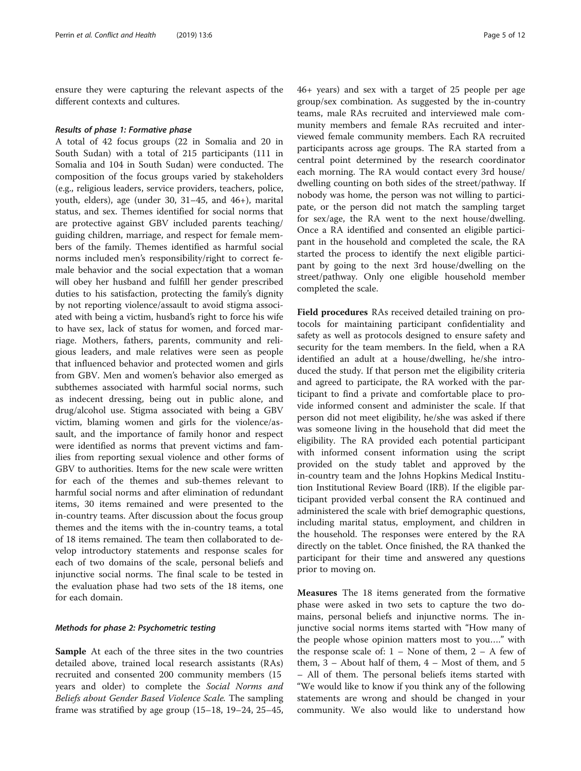ensure they were capturing the relevant aspects of the different contexts and cultures.

#### *Results of phase 1: Formative phase*

A total of 42 focus groups (22 in Somalia and 20 in South Sudan) with a total of 215 participants (111 in Somalia and 104 in South Sudan) were conducted. The composition of the focus groups varied by stakeholders (e.g., religious leaders, service providers, teachers, police, youth, elders), age (under 30, 31–45, and 46+), marital status, and sex. Themes identified for social norms that are protective against GBV included parents teaching/guiding children, marriage, and respect for female members of the family. Themes identified as harmful social norms included men's responsibility/right to correct female behavior and the social expectation that a woman will obey her husband and fulfill her gender prescribed duties to his satisfaction, protecting the family's dignity by not reporting violence/assault to avoid stigma associated with being a victim, husband's right to force his wife to have sex, lack of status for women, and forced marriage. Mothers, fathers, parents, community and religious leaders, and male relatives were seen as people that influenced behavior and protected women and girls from GBV. Men and women's behavior also emerged as subthemes associated with harmful social norms, such as indecent dressing, being out in public alone, and drug/alcohol use. Stigma associated with being a GBV victim, blaming women and girls for the violence/assault, and the importance of family honor and respect were identified as norms that prevent victims and families from reporting sexual violence and other forms of GBV to authorities. Items for the new scale were written for each of the themes and sub-themes relevant to harmful social norms and after elimination of redundant items, 30 items remained and were presented to the in-country teams. After discussion about the focus group themes and the items with the in-country teams, a total of 18 items remained. The team then collaborated to develop introductory statements and response scales for each of two domains of the scale, personal beliefs and injunctive social norms. The final scale to be tested in the evaluation phase had two sets of the 18 items, one for each domain.

#### *Methods for phase 2: Psychometric testing*

**Sample** At each of the three sites in the two countries detailed above, trained local research assistants (RAs) recruited and consented 200 community members (15 years and older) to complete the *Social Norms and Beliefs about Gender Based Violence Scale.* The sampling frame was stratified by age group (15–18, 19–24, 25–45, 46+ years) and sex with a target of 25 people per age group/sex combination. As suggested by the in-country teams, male RAs recruited and interviewed male community members and female RAs recruited and interviewed female community members. Each RA recruited participants across age groups. The RA started from a central point determined by the research coordinator each morning. The RA would contact every 3rd house/dwelling counting on both sides of the street/pathway. If nobody was home, the person was not willing to participate, or the person did not match the sampling target for sex/age, the RA went to the next house/dwelling. Once a RA identified and consented an eligible participant in the household and completed the scale, the RA started the process to identify the next eligible participant by going to the next 3rd house/dwelling on the street/pathway. Only one eligible household member completed the scale.

**Field procedures** RAs received detailed training on protocols for maintaining participant confidentiality and safety as well as protocols designed to ensure safety and security for the team members. In the field, when a RA identified an adult at a house/dwelling, he/she introduced the study. If that person met the eligibility criteria and agreed to participate, the RA worked with the participant to find a private and comfortable place to provide informed consent and administer the scale. If that person did not meet eligibility, he/she was asked if there was someone living in the household that did meet the eligibility. The RA provided each potential participant with informed consent information using the script provided on the study tablet and approved by the in-country team and the Johns Hopkins Medical Institution Institutional Review Board (IRB). If the eligible participant provided verbal consent the RA continued and administered the scale with brief demographic questions, including marital status, employment, and children in the household. The responses were entered by the RA directly on the tablet. Once finished, the RA thanked the participant for their time and answered any questions prior to moving on.

**Measures** The 18 items generated from the formative phase were asked in two sets to capture the two domains, personal beliefs and injunctive norms. The injunctive social norms items started with "How many of the people whose opinion matters most to you…." with the response scale of: 1 – None of them, 2 – A few of them, 3 – About half of them, 4 – Most of them, and 5 – All of them. The personal beliefs items started with "We would like to know if you think any of the following statements are wrong and should be changed in your community. We also would like to understand how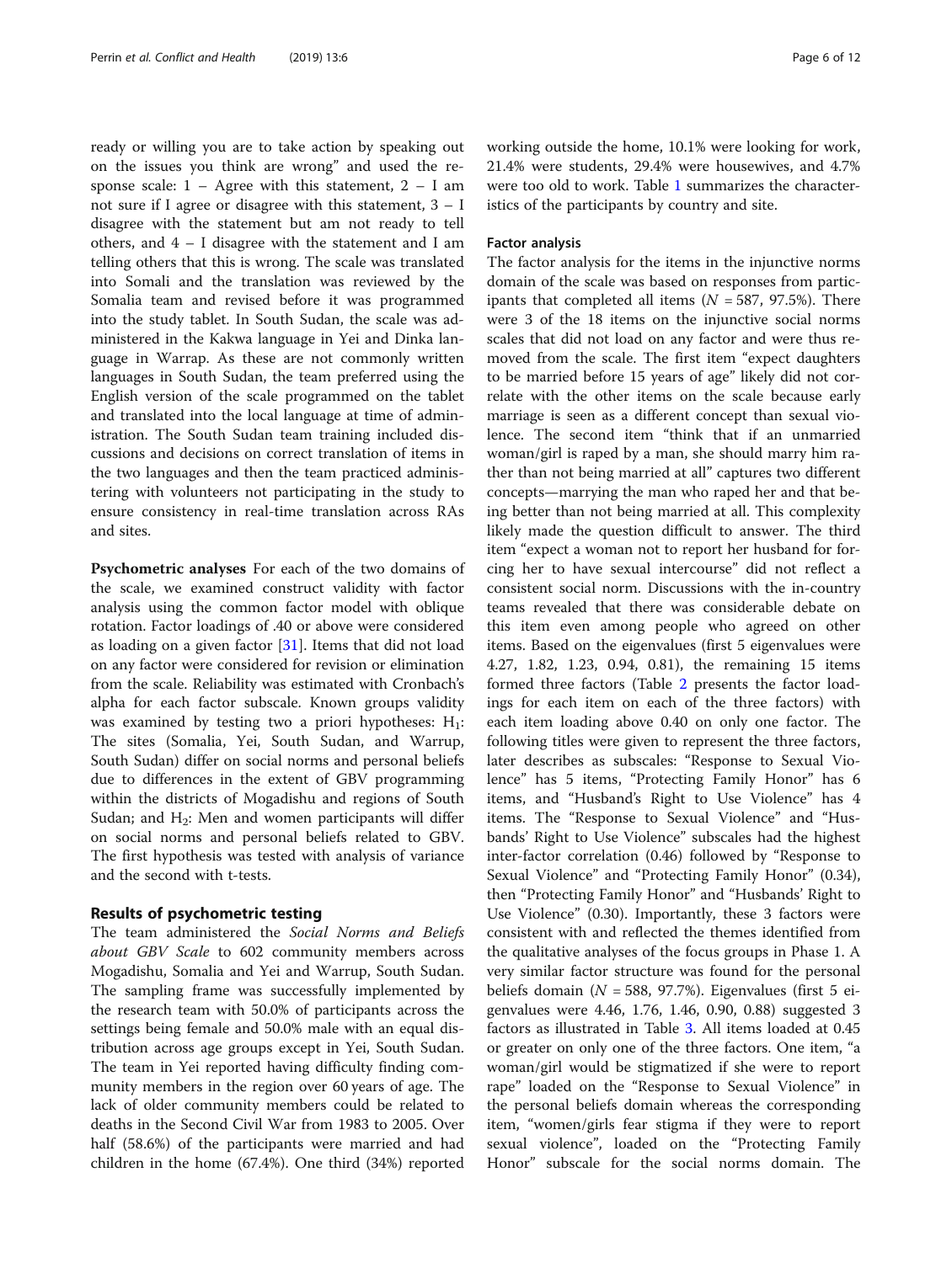ready or willing you are to take action by speaking out on the issues you think are wrong" and used the response scale: 1 – Agree with this statement, 2 – I am not sure if I agree or disagree with this statement, 3 – I disagree with the statement but am not ready to tell others, and 4 – I disagree with the statement and I am telling others that this is wrong. The scale was translated into Somali and the translation was reviewed by the Somalia team and revised before it was programmed into the study tablet. In South Sudan, the scale was administered in the Kakwa language in Yei and Dinka language in Warrap. As these are not commonly written languages in South Sudan, the team preferred using the English version of the scale programmed on the tablet and translated into the local language at time of administration. The South Sudan team training included discussions and decisions on correct translation of items in the two languages and then the team practiced administering with volunteers not participating in the study to ensure consistency in real-time translation across RAs and sites.

**Psychometric analyses** For each of the two domains of the scale, we examined construct validity with factor analysis using the common factor model with oblique rotation. Factor loadings of .40 or above were considered as loading on a given factor [31]. Items that did not load on any factor were considered for revision or elimination from the scale. Reliability was estimated with Cronbach's alpha for each factor subscale. Known groups validity was examined by testing two a priori hypotheses: $H_1$: The sites (Somalia, Yei, South Sudan, and Warrup, South Sudan) differ on social norms and personal beliefs due to differences in the extent of GBV programming within the districts of Mogadishu and regions of South Sudan; and $H_2$: Men and women participants will differ on social norms and personal beliefs related to GBV. The first hypothesis was tested with analysis of variance and the second with t-tests.

## Results of psychometric testing

The team administered the *Social Norms and Beliefs about GBV Scale* to 602 community members across Mogadishu, Somalia and Yei and Warrup, South Sudan. The sampling frame was successfully implemented by the research team with 50.0% of participants across the settings being female and 50.0% male with an equal distribution across age groups except in Yei, South Sudan. The team in Yei reported having difficulty finding community members in the region over 60 years of age. The lack of older community members could be related to deaths in the Second Civil War from 1983 to 2005. Over half (58.6%) of the participants were married and had children in the home (67.4%). One third (34%) reported working outside the home, 10.1% were looking for work, 21.4% were students, 29.4% were housewives, and 4.7% were too old to work. Table 1 summarizes the characteristics of the participants by country and site.

### Factor analysis

The factor analysis for the items in the injunctive norms domain of the scale was based on responses from participants that completed all items ($N$ = 587, 97.5%). There were 3 of the 18 items on the injunctive social norms scales that did not load on any factor and were thus removed from the scale. The first item "expect daughters to be married before 15 years of age" likely did not correlate with the other items on the scale because early marriage is seen as a different concept than sexual violence. The second item "think that if an unmarried woman/girl is raped by a man, she should marry him rather than not being married at all" captures two different concepts—marrying the man who raped her and that being better than not being married at all. This complexity likely made the question difficult to answer. The third item "expect a woman not to report her husband for forcing her to have sexual intercourse" did not reflect a consistent social norm. Discussions with the in-country teams revealed that there was considerable debate on this item even among people who agreed on other items. Based on the eigenvalues (first 5 eigenvalues were 4.27, 1.82, 1.23, 0.94, 0.81), the remaining 15 items formed three factors (Table 2 presents the factor loadings for each item on each of the three factors) with each item loading above 0.40 on only one factor. The following titles were given to represent the three factors, later describes as subscales: "Response to Sexual Violence" has 5 items, "Protecting Family Honor" has 6 items, and "Husband's Right to Use Violence" has 4 items. The "Response to Sexual Violence" and "Husbands' Right to Use Violence" subscales had the highest inter-factor correlation (0.46) followed by "Response to Sexual Violence" and "Protecting Family Honor" (0.34), then "Protecting Family Honor" and "Husbands' Right to Use Violence" (0.30). Importantly, these 3 factors were consistent with and reflected the themes identified from the qualitative analyses of the focus groups in Phase 1. A very similar factor structure was found for the personal beliefs domain ($N$ = 588, 97.7%). Eigenvalues (first 5 eigenvalues were 4.46, 1.76, 1.46, 0.90, 0.88) suggested 3 factors as illustrated in Table 3. All items loaded at 0.45 or greater on only one of the three factors. One item, "a woman/girl would be stigmatized if she were to report rape" loaded on the "Response to Sexual Violence" in the personal beliefs domain whereas the corresponding item, "women/girls fear stigma if they were to report sexual violence", loaded on the "Protecting Family Honor" subscale for the social norms domain. The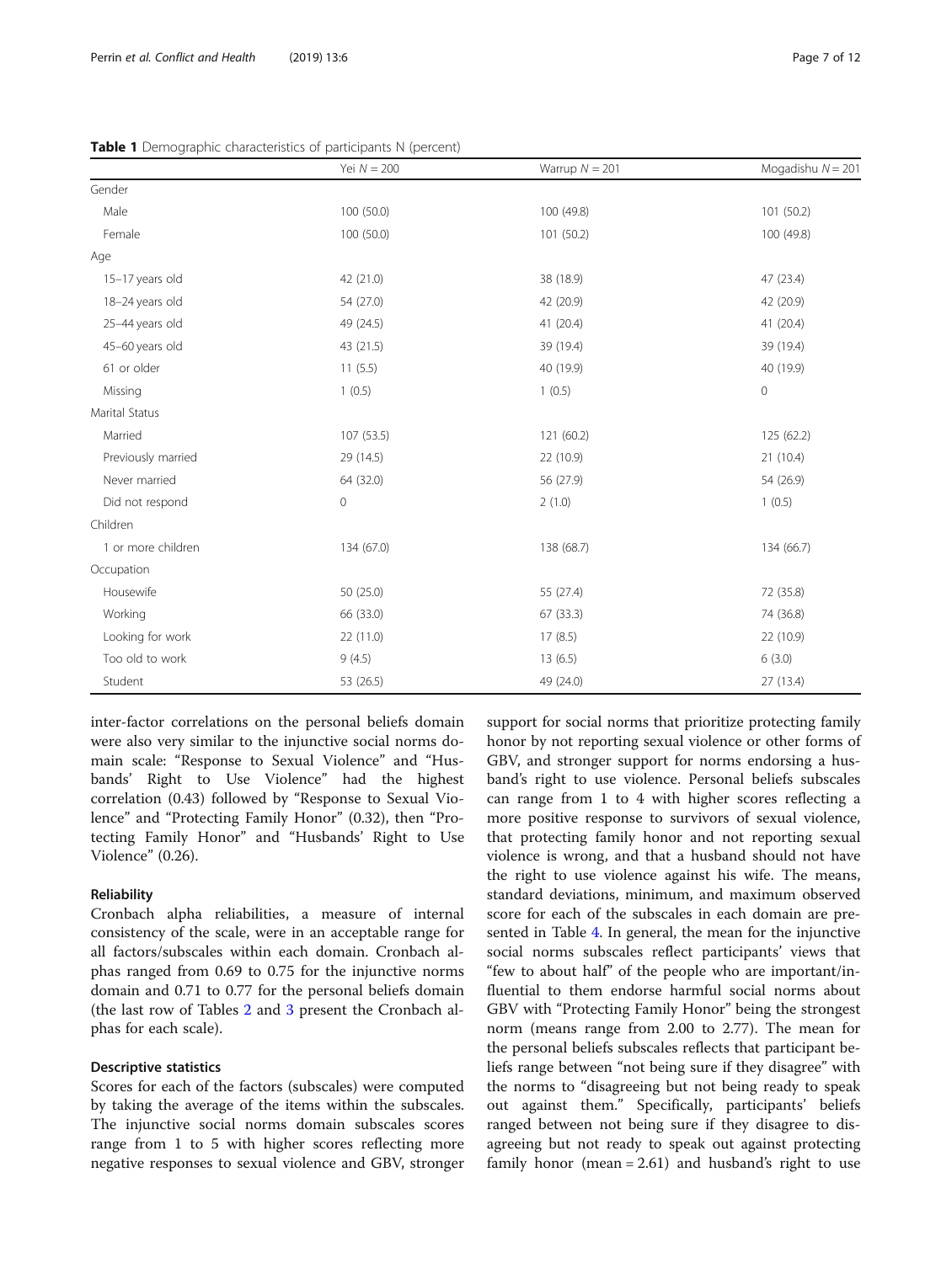**Table 1** Demographic characteristics of participants N (percent)

| | Yei $N = 200$ | Warrup $N = 201$ | Mogadishu $N = 201$ |
|---|---|---|---|
| Gender | | | |
| Male | 100 (50.0) | 100 (49.8) | 101 (50.2) |
| Female | 100 (50.0) | 101 (50.2) | 100 (49.8) |
| Age | | | |
| 15–17 years old | 42 (21.0) | 38 (18.9) | 47 (23.4) |
| 18–24 years old | 54 (27.0) | 42 (20.9) | 42 (20.9) |
| 25–44 years old | 49 (24.5) | 41 (20.4) | 41 (20.4) |
| 45–60 years old | 43 (21.5) | 39 (19.4) | 39 (19.4) |
| 61 or older | 11 (5.5) | 40 (19.9) | 40 (19.9) |
| Missing | 1 (0.5) | 1 (0.5) | 0 |
| Marital Status | | | |
| Married | 107 (53.5) | 121 (60.2) | 125 (62.2) |
| Previously married | 29 (14.5) | 22 (10.9) | 21 (10.4) |
| Never married | 64 (32.0) | 56 (27.9) | 54 (26.9) |
| Did not respond | 0 | 2 (1.0) | 1 (0.5) |
| Children | | | |
| 1 or more children | 134 (67.0) | 138 (68.7) | 134 (66.7) |
| Occupation | | | |
| Housewife | 50 (25.0) | 55 (27.4) | 72 (35.8) |
| Working | 66 (33.0) | 67 (33.3) | 74 (36.8) |
| Looking for work | 22 (11.0) | 17 (8.5) | 22 (10.9) |
| Too old to work | 9 (4.5) | 13 (6.5) | 6 (3.0) |
| Student | 53 (26.5) | 49 (24.0) | 27 (13.4) |

inter-factor correlations on the personal beliefs domain were also very similar to the injunctive social norms domain scale: "Response to Sexual Violence" and "Husbands' Right to Use Violence" had the highest correlation (0.43) followed by "Response to Sexual Violence" and "Protecting Family Honor" (0.32), then "Protecting Family Honor" and "Husbands' Right to Use Violence" (0.26).

### Reliability

Cronbach alpha reliabilities, a measure of internal consistency of the scale, were in an acceptable range for all factors/subscales within each domain. Cronbach alphas ranged from 0.69 to 0.75 for the injunctive norms domain and 0.71 to 0.77 for the personal beliefs domain (the last row of Tables 2 and 3 present the Cronbach alphas for each scale).

### Descriptive statistics

Scores for each of the factors (subscales) were computed by taking the average of the items within the subscales. The injunctive social norms domain subscales scores range from 1 to 5 with higher scores reflecting more negative responses to sexual violence and GBV, stronger support for social norms that prioritize protecting family honor by not reporting sexual violence or other forms of GBV, and stronger support for norms endorsing a husband's right to use violence. Personal beliefs subscales can range from 1 to 4 with higher scores reflecting a more positive response to survivors of sexual violence, that protecting family honor and not reporting sexual violence is wrong, and that a husband should not have the right to use violence against his wife. The means, standard deviations, minimum, and maximum observed score for each of the subscales in each domain are presented in Table 4. In general, the mean for the injunctive social norms subscales reflect participants' views that "few to about half" of the people who are important/influential to them endorse harmful social norms about GBV with "Protecting Family Honor" being the strongest norm (means range from 2.00 to 2.77). The mean for the personal beliefs subscales reflects that participant beliefs range between "not being sure if they disagree" with the norms to "disagreeing but not being ready to speak out against them." Specifically, participants' beliefs ranged between not being sure if they disagree to disagreeing but not ready to speak out against protecting family honor (mean = 2.61) and husband's right to use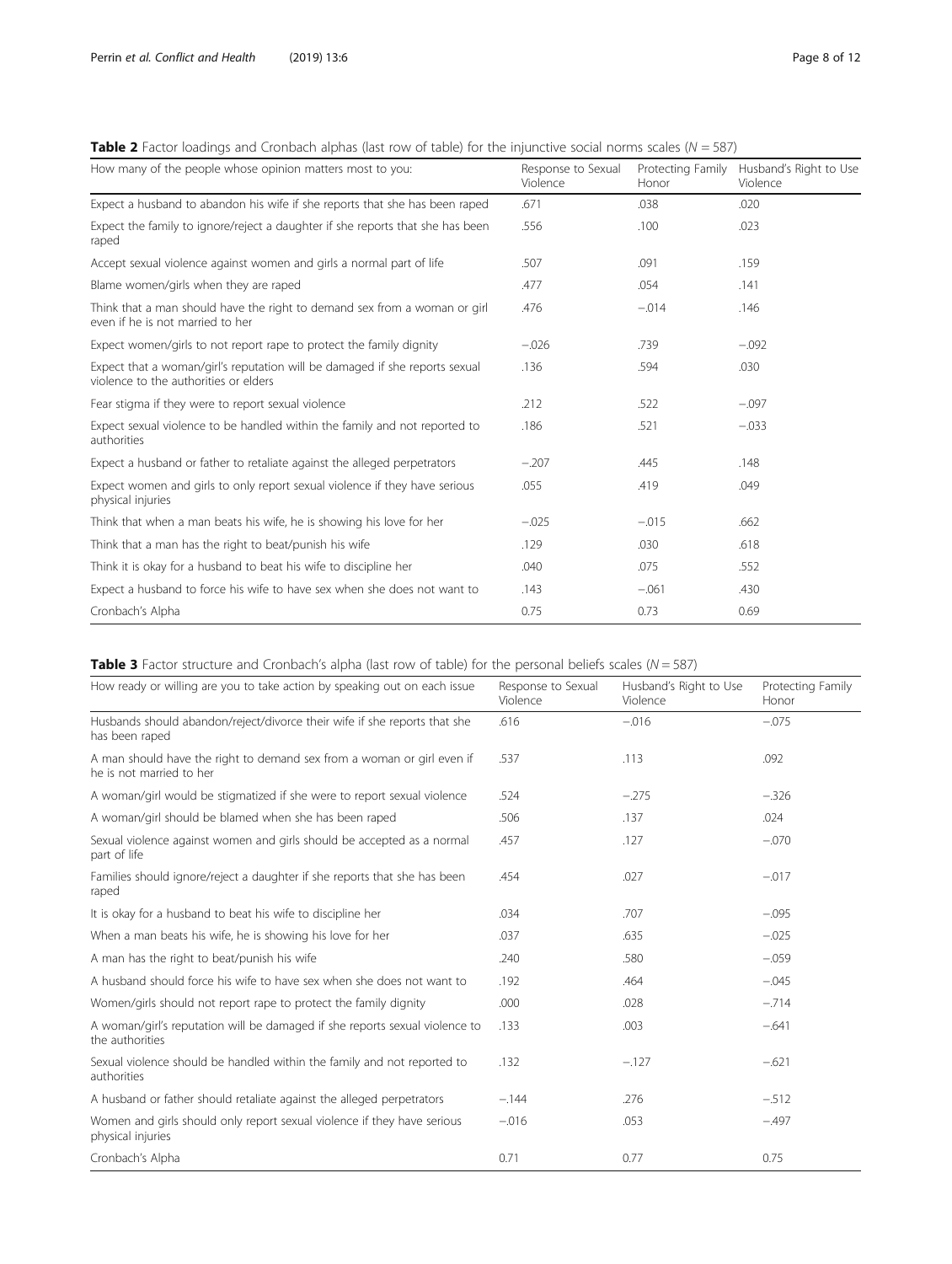**Table 2** Factor loadings and Cronbach alphas (last row of table) for the injunctive social norms scales ($N = 587$)

| How many of the people whose opinion matters most to you: | Response to Sexual Violence | Protecting Family Honor | Husband's Right to Use Violence |
|---|---|---|---|
| Expect a husband to abandon his wife if she reports that she has been raped | .671 | .038 | .020 |
| Expect the family to ignore/reject a daughter if she reports that she has been raped | .556 | .100 | .023 |
| Accept sexual violence against women and girls a normal part of life | .507 | .091 | .159 |
| Blame women/girls when they are raped | .477 | .054 | .141 |
| Think that a man should have the right to demand sex from a woman or girl even if he is not married to her | .476 | −.014 | .146 |
| Expect women/girls to not report rape to protect the family dignity | −.026 | .739 | −.092 |
| Expect that a woman/girl's reputation will be damaged if she reports sexual violence to the authorities or elders | .136 | .594 | .030 |
| Fear stigma if they were to report sexual violence | .212 | .522 | −.097 |
| Expect sexual violence to be handled within the family and not reported to authorities | .186 | .521 | −.033 |
| Expect a husband or father to retaliate against the alleged perpetrators | −.207 | .445 | .148 |
| Expect women and girls to only report sexual violence if they have serious physical injuries | .055 | .419 | .049 |
| Think that when a man beats his wife, he is showing his love for her | −.025 | −.015 | .662 |
| Think that a man has the right to beat/punish his wife | .129 | .030 | .618 |
| Think it is okay for a husband to beat his wife to discipline her | .040 | .075 | .552 |
| Expect a husband to force his wife to have sex when she does not want to | .143 | −.061 | .430 |
| Cronbach's Alpha | 0.75 | 0.73 | 0.69 |

**Table 3** Factor structure and Cronbach's alpha (last row of table) for the personal beliefs scales ($N = 587$)

| How ready or willing are you to take action by speaking out on each issue | Response to Sexual Violence | Husband's Right to Use Violence | Protecting Family Honor |
|---|---|---|---|
| Husbands should abandon/reject/divorce their wife if she reports that she has been raped | .616 | −.016 | −.075 |
| A man should have the right to demand sex from a woman or girl even if he is not married to her | .537 | .113 | .092 |
| A woman/girl would be stigmatized if she were to report sexual violence | .524 | −.275 | −.326 |
| A woman/girl should be blamed when she has been raped | .506 | .137 | .024 |
| Sexual violence against women and girls should be accepted as a normal part of life | .457 | .127 | −.070 |
| Families should ignore/reject a daughter if she reports that she has been raped | .454 | .027 | −.017 |
| It is okay for a husband to beat his wife to discipline her | .034 | .707 | −.095 |
| When a man beats his wife, he is showing his love for her | .037 | .635 | −.025 |
| A man has the right to beat/punish his wife | .240 | .580 | −.059 |
| A husband should force his wife to have sex when she does not want to | .192 | .464 | −.045 |
| Women/girls should not report rape to protect the family dignity | .000 | .028 | −.714 |
| A woman/girl's reputation will be damaged if she reports sexual violence to the authorities | .133 | .003 | −.641 |
| Sexual violence should be handled within the family and not reported to authorities | .132 | −.127 | −.621 |
| A husband or father should retaliate against the alleged perpetrators | −.144 | .276 | −.512 |
| Women and girls should only report sexual violence if they have serious physical injuries | −.016 | .053 | −.497 |
| Cronbach's Alpha | 0.71 | 0.77 | 0.75 |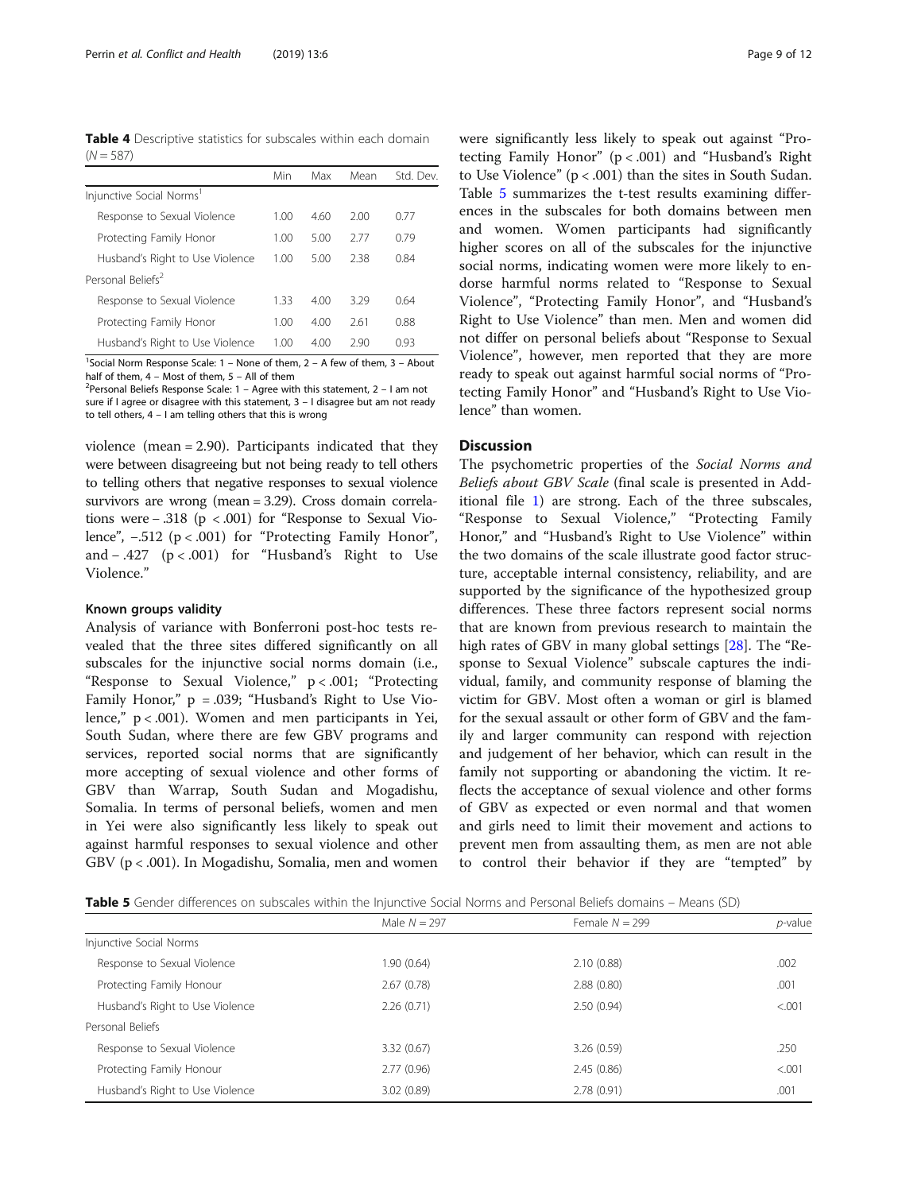**Table 4** Descriptive statistics for subscales within each domain ($N = 587$)

| | Min | Max | Mean | Std. Dev. |
|---|---|---|---|---|
| Injunctive Social Norms[1] | | | | |
| Response to Sexual Violence | 1.00 | 4.60 | 2.00 | 0.77 |
| Protecting Family Honor | 1.00 | 5.00 | 2.77 | 0.79 |
| Husband's Right to Use Violence | 1.00 | 5.00 | 2.38 | 0.84 |
| Personal Beliefs[2] | | | | |
| Response to Sexual Violence | 1.33 | 4.00 | 3.29 | 0.64 |
| Protecting Family Honor | 1.00 | 4.00 | 2.61 | 0.88 |
| Husband's Right to Use Violence | 1.00 | 4.00 | 2.90 | 0.93 |

[1]Social Norm Response Scale: 1 – None of them, 2 – A few of them, 3 – About half of them, 4 – Most of them, 5 – All of them
[2]Personal Beliefs Response Scale: 1 – Agree with this statement, 2 – I am not sure if I agree or disagree with this statement, 3 – I disagree but am not ready to tell others, 4 – I am telling others that this is wrong

violence (mean = 2.90). Participants indicated that they were between disagreeing but not being ready to tell others to telling others that negative responses to sexual violence survivors are wrong (mean = 3.29). Cross domain correlations were – .318 ($p < .001$) for "Response to Sexual Violence", –.512 ($p < .001$) for "Protecting Family Honor", and – .427 ($p < .001$) for "Husband's Right to Use Violence."

### Known groups validity

Analysis of variance with Bonferroni post-hoc tests revealed that the three sites differed significantly on all subscales for the injunctive social norms domain (i.e., "Response to Sexual Violence," $p < .001$; "Protecting Family Honor," $p = .039$; "Husband's Right to Use Violence," $p < .001$). Women and men participants in Yei, South Sudan, where there are few GBV programs and services, reported social norms that are significantly more accepting of sexual violence and other forms of GBV than Warrap, South Sudan and Mogadishu, Somalia. In terms of personal beliefs, women and men in Yei were also significantly less likely to speak out against harmful responses to sexual violence and other GBV ($p < .001$). In Mogadishu, Somalia, men and women were significantly less likely to speak out against "Protecting Family Honor" ($p < .001$) and "Husband's Right to Use Violence" ($p < .001$) than the sites in South Sudan. Table 5 summarizes the t-test results examining differences in the subscales for both domains between men and women. Women participants had significantly higher scores on all of the subscales for the injunctive social norms, indicating women were more likely to endorse harmful norms related to "Response to Sexual Violence", "Protecting Family Honor", and "Husband's Right to Use Violence" than men. Men and women did not differ on personal beliefs about "Response to Sexual Violence", however, men reported that they are more ready to speak out against harmful social norms of "Protecting Family Honor" and "Husband's Right to Use Violence" than women.

## Discussion

The psychometric properties of the *Social Norms and Beliefs about GBV Scale* (final scale is presented in Additional file 1) are strong. Each of the three subscales, "Response to Sexual Violence," "Protecting Family Honor," and "Husband's Right to Use Violence" within the two domains of the scale illustrate good factor structure, acceptable internal consistency, reliability, and are supported by the significance of the hypothesized group differences. These three factors represent social norms that are known from previous research to maintain the high rates of GBV in many global settings [28]. The "Response to Sexual Violence" subscale captures the individual, family, and community response of blaming the victim for GBV. Most often a woman or girl is blamed for the sexual assault or other form of GBV and the family and larger community can respond with rejection and judgement of her behavior, which can result in the family not supporting or abandoning the victim. It reflects the acceptance of sexual violence and other forms of GBV as expected or even normal and that women and girls need to limit their movement and actions to prevent men from assaulting them, as men are not able to control their behavior if they are "tempted" by

**Table 5** Gender differences on subscales within the Injunctive Social Norms and Personal Beliefs domains – Means (SD)

| | Male $N = 297$ | Female $N = 299$ | *p*-value |
|---|---|---|---|
| Injunctive Social Norms | | | |
| Response to Sexual Violence | 1.90 (0.64) | 2.10 (0.88) | .002 |
| Protecting Family Honour | 2.67 (0.78) | 2.88 (0.80) | .001 |
| Husband's Right to Use Violence | 2.26 (0.71) | 2.50 (0.94) | <.001 |
| Personal Beliefs | | | |
| Response to Sexual Violence | 3.32 (0.67) | 3.26 (0.59) | .250 |
| Protecting Family Honour | 2.77 (0.96) | 2.45 (0.86) | <.001 |
| Husband's Right to Use Violence | 3.02 (0.89) | 2.78 (0.91) | .001 |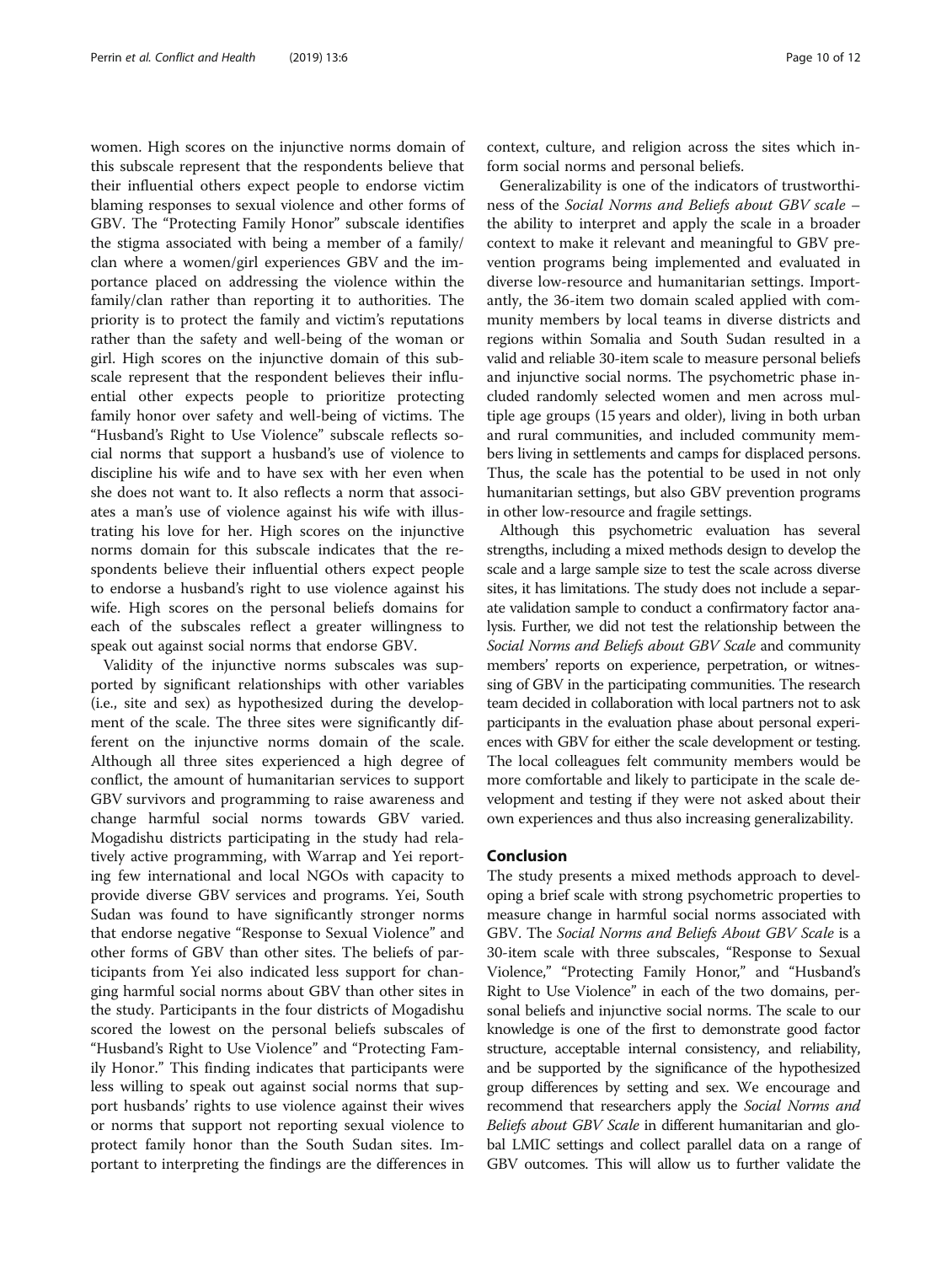women. High scores on the injunctive norms domain of this subscale represent that the respondents believe that their influential others expect people to endorse victim blaming responses to sexual violence and other forms of GBV. The "Protecting Family Honor" subscale identifies the stigma associated with being a member of a family/clan where a women/girl experiences GBV and the importance placed on addressing the violence within the family/clan rather than reporting it to authorities. The priority is to protect the family and victim's reputations rather than the safety and well-being of the woman or girl. High scores on the injunctive domain of this subscale represent that the respondent believes their influential other expects people to prioritize protecting family honor over safety and well-being of victims. The "Husband's Right to Use Violence" subscale reflects social norms that support a husband's use of violence to discipline his wife and to have sex with her even when she does not want to. It also reflects a norm that associates a man's use of violence against his wife with illustrating his love for her. High scores on the injunctive norms domain for this subscale indicates that the respondents believe their influential others expect people to endorse a husband's right to use violence against his wife. High scores on the personal beliefs domains for each of the subscales reflect a greater willingness to speak out against social norms that endorse GBV.

Validity of the injunctive norms subscales was supported by significant relationships with other variables (i.e., site and sex) as hypothesized during the development of the scale. The three sites were significantly different on the injunctive norms domain of the scale. Although all three sites experienced a high degree of conflict, the amount of humanitarian services to support GBV survivors and programming to raise awareness and change harmful social norms towards GBV varied. Mogadishu districts participating in the study had relatively active programming, with Warrap and Yei reporting few international and local NGOs with capacity to provide diverse GBV services and programs. Yei, South Sudan was found to have significantly stronger norms that endorse negative "Response to Sexual Violence" and other forms of GBV than other sites. The beliefs of participants from Yei also indicated less support for changing harmful social norms about GBV than other sites in the study. Participants in the four districts of Mogadishu scored the lowest on the personal beliefs subscales of "Husband's Right to Use Violence" and "Protecting Family Honor." This finding indicates that participants were less willing to speak out against social norms that support husbands' rights to use violence against their wives or norms that support not reporting sexual violence to protect family honor than the South Sudan sites. Important to interpreting the findings are the differences in context, culture, and religion across the sites which inform social norms and personal beliefs.

Generalizability is one of the indicators of trustworthiness of the *Social Norms and Beliefs about GBV scale* – the ability to interpret and apply the scale in a broader context to make it relevant and meaningful to GBV prevention programs being implemented and evaluated in diverse low-resource and humanitarian settings. Importantly, the 36-item two domain scaled applied with community members by local teams in diverse districts and regions within Somalia and South Sudan resulted in a valid and reliable 30-item scale to measure personal beliefs and injunctive social norms. The psychometric phase included randomly selected women and men across multiple age groups (15 years and older), living in both urban and rural communities, and included community members living in settlements and camps for displaced persons. Thus, the scale has the potential to be used in not only humanitarian settings, but also GBV prevention programs in other low-resource and fragile settings.

Although this psychometric evaluation has several strengths, including a mixed methods design to develop the scale and a large sample size to test the scale across diverse sites, it has limitations. The study does not include a separate validation sample to conduct a confirmatory factor analysis. Further, we did not test the relationship between the *Social Norms and Beliefs about GBV Scale* and community members' reports on experience, perpetration, or witnessing of GBV in the participating communities. The research team decided in collaboration with local partners not to ask participants in the evaluation phase about personal experiences with GBV for either the scale development or testing. The local colleagues felt community members would be more comfortable and likely to participate in the scale development and testing if they were not asked about their own experiences and thus also increasing generalizability.

## Conclusion

The study presents a mixed methods approach to developing a brief scale with strong psychometric properties to measure change in harmful social norms associated with GBV. The *Social Norms and Beliefs About GBV Scale* is a 30-item scale with three subscales, "Response to Sexual Violence," "Protecting Family Honor," and "Husband's Right to Use Violence" in each of the two domains, personal beliefs and injunctive social norms. The scale to our knowledge is one of the first to demonstrate good factor structure, acceptable internal consistency, and reliability, and be supported by the significance of the hypothesized group differences by setting and sex. We encourage and recommend that researchers apply the *Social Norms and Beliefs about GBV Scale* in different humanitarian and global LMIC settings and collect parallel data on a range of GBV outcomes. This will allow us to further validate the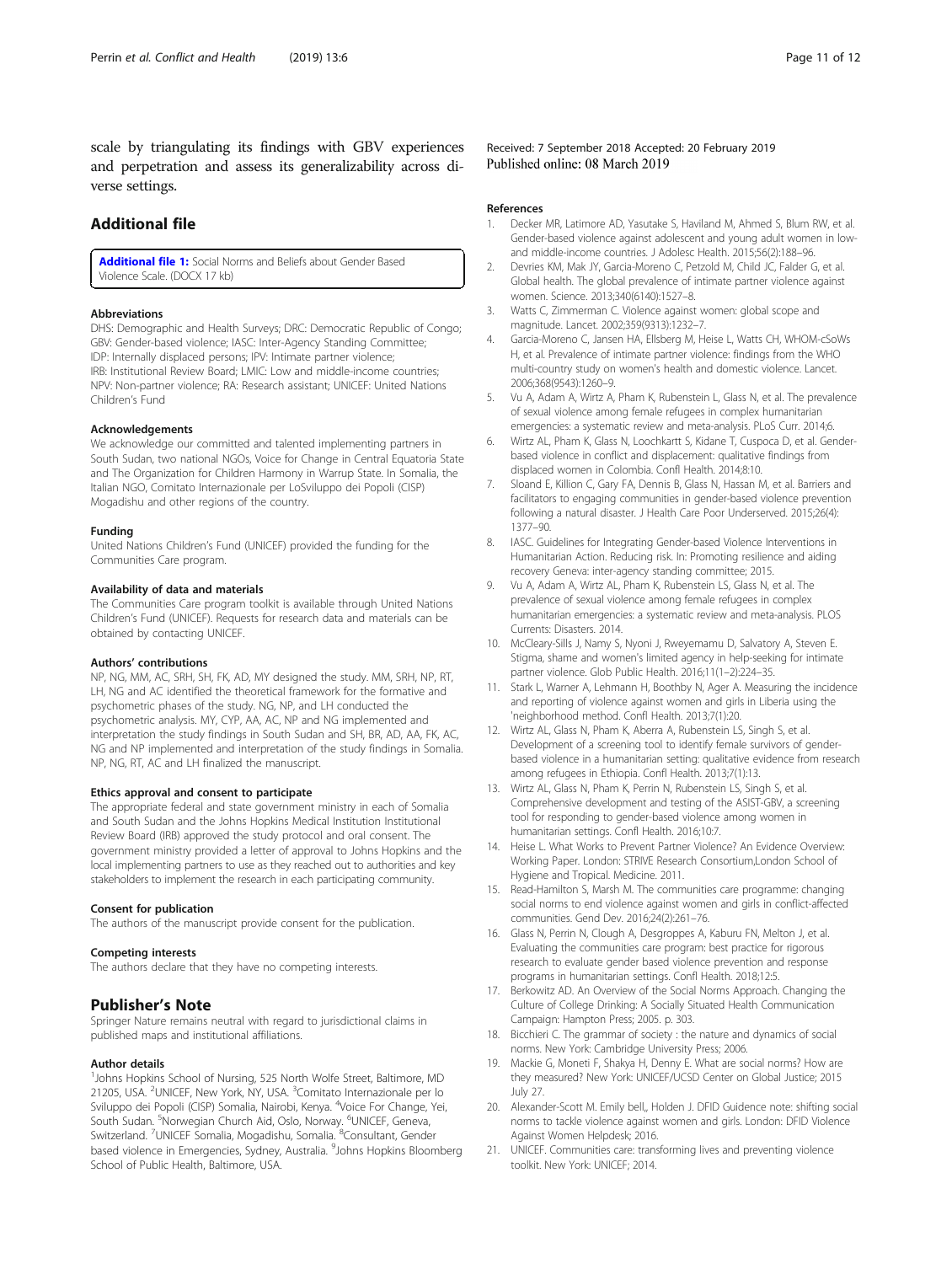scale by triangulating its findings with GBV experiences and perpetration and assess its generalizability across diverse settings.

## Additional file

**Additional file 1:** Social Norms and Beliefs about Gender Based Violence Scale. (DOCX 17 kb)

#### Abbreviations

DHS: Demographic and Health Surveys; DRC: Democratic Republic of Congo; GBV: Gender-based violence; IASC: Inter-Agency Standing Committee; IDP: Internally displaced persons; IPV: Intimate partner violence; IRB: Institutional Review Board; LMIC: Low and middle-income countries; NPV: Non-partner violence; RA: Research assistant; UNICEF: United Nations Children's Fund

#### Acknowledgements

We acknowledge our committed and talented implementing partners in South Sudan, two national NGOs, Voice for Change in Central Equatoria State and The Organization for Children Harmony in Warrup State. In Somalia, the Italian NGO, Comitato Internazionale per LoSviluppo dei Popoli (CISP) Mogadishu and other regions of the country.

#### Funding

United Nations Children's Fund (UNICEF) provided the funding for the Communities Care program.

#### Availability of data and materials

The Communities Care program toolkit is available through United Nations Children's Fund (UNICEF). Requests for research data and materials can be obtained by contacting UNICEF.

#### Authors' contributions

NP, NG, MM, AC, SRH, SH, FK, AD, MY designed the study. MM, SRH, NP, RT, LH, NG and AC identified the theoretical framework for the formative and psychometric phases of the study. NG, NP, and LH conducted the psychometric analysis. MY, CYP, AA, AC, NP and NG implemented and interpretation the study findings in South Sudan and SH, BR, AD, AA, FK, AC, NG and NP implemented and interpretation of the study findings in Somalia. NP, NG, RT, AC and LH finalized the manuscript.

#### Ethics approval and consent to participate

The appropriate federal and state government ministry in each of Somalia and South Sudan and the Johns Hopkins Medical Institution Institutional Review Board (IRB) approved the study protocol and oral consent. The government ministry provided a letter of approval to Johns Hopkins and the local implementing partners to use as they reached out to authorities and key stakeholders to implement the research in each participating community.

#### Consent for publication

The authors of the manuscript provide consent for the publication.

#### Competing interests

The authors declare that they have no competing interests.

## Publisher's Note

Springer Nature remains neutral with regard to jurisdictional claims in published maps and institutional affiliations.

#### Author details

[1]Johns Hopkins School of Nursing, 525 North Wolfe Street, Baltimore, MD 21205, USA. [2]UNICEF, New York, NY, USA. [3]Comitato Internazionale per lo Sviluppo dei Popoli (CISP) Somalia, Nairobi, Kenya. [4]Voice For Change, Yei, South Sudan. [5]Norwegian Church Aid, Oslo, Norway. [6]UNICEF, Geneva, Switzerland. [7]UNICEF Somalia, Mogadishu, Somalia. [8]Consultant, Gender based violence in Emergencies, Sydney, Australia. [9]Johns Hopkins Bloomberg School of Public Health, Baltimore, USA.

Received: 7 September 2018 Accepted: 20 February 2019
Published online: 08 March 2019

#### References

1. Decker MR, Latimore AD, Yasutake S, Haviland M, Ahmed S, Blum RW, et al. Gender-based violence against adolescent and young adult women in low- and middle-income countries. J Adolesc Health. 2015;56(2):188–96.
2. Devries KM, Mak JY, Garcia-Moreno C, Petzold M, Child JC, Falder G, et al. Global health. The global prevalence of intimate partner violence against women. Science. 2013;340(6140):1527–8.
3. Watts C, Zimmerman C. Violence against women: global scope and magnitude. Lancet. 2002;359(9313):1232–7.
4. Garcia-Moreno C, Jansen HA, Ellsberg M, Heise L, Watts CH, WHOM-cSoWs H, et al. Prevalence of intimate partner violence: findings from the WHO multi-country study on women's health and domestic violence. Lancet. 2006;368(9543):1260–9.
5. Vu A, Adam A, Wirtz A, Pham K, Rubenstein L, Glass N, et al. The prevalence of sexual violence among female refugees in complex humanitarian emergencies: a systematic review and meta-analysis. PLoS Curr. 2014;6.
6. Wirtz AL, Pham K, Glass N, Loochkartt S, Kidane T, Cuspoca D, et al. Gender-based violence in conflict and displacement: qualitative findings from displaced women in Colombia. Confl Health. 2014;8:10.
7. Sloand E, Killion C, Gary FA, Dennis B, Glass N, Hassan M, et al. Barriers and facilitators to engaging communities in gender-based violence prevention following a natural disaster. J Health Care Poor Underserved. 2015;26(4): 1377–90.
8. IASC. Guidelines for Integrating Gender-based Violence Interventions in Humanitarian Action. Reducing risk. In: Promoting resilience and aiding recovery Geneva: inter-agency standing committee; 2015.
9. Vu A, Adam A, Wirtz AL, Pham K, Rubenstein LS, Glass N, et al. The prevalence of sexual violence among female refugees in complex humanitarian emergencies: a systematic review and meta-analysis. PLOS Currents: Disasters. 2014.
10. McCleary-Sills J, Namy S, Nyoni J, Rweyemamu D, Salvatory A, Steven E. Stigma, shame and women's limited agency in help-seeking for intimate partner violence. Glob Public Health. 2016;11(1–2):224–35.
11. Stark L, Warner A, Lehmann H, Boothby N, Ager A. Measuring the incidence and reporting of violence against women and girls in Liberia using the 'neighborhood method. Confl Health. 2013;7(1):20.
12. Wirtz AL, Glass N, Pham K, Aberra A, Rubenstein LS, Singh S, et al. Development of a screening tool to identify female survivors of gender-based violence in a humanitarian setting: qualitative evidence from research among refugees in Ethiopia. Confl Health. 2013;7(1):13.
13. Wirtz AL, Glass N, Pham K, Perrin N, Rubenstein LS, Singh S, et al. Comprehensive development and testing of the ASIST-GBV, a screening tool for responding to gender-based violence among women in humanitarian settings. Confl Health. 2016;10:7.
14. Heise L. What Works to Prevent Partner Violence? An Evidence Overview: Working Paper. London: STRIVE Research Consortium,London School of Hygiene and Tropical. Medicine. 2011.
15. Read-Hamilton S, Marsh M. The communities care programme: changing social norms to end violence against women and girls in conflict-affected communities. Gend Dev. 2016;24(2):261–76.
16. Glass N, Perrin N, Clough A, Desgroppes A, Kaburu FN, Melton J, et al. Evaluating the communities care program: best practice for rigorous research to evaluate gender based violence prevention and response programs in humanitarian settings. Confl Health. 2018;12:5.
17. Berkowitz AD. An Overview of the Social Norms Approach. Changing the Culture of College Drinking: A Socially Situated Health Communication Campaign: Hampton Press; 2005. p. 303.
18. Bicchieri C. The grammar of society : the nature and dynamics of social norms. New York: Cambridge University Press; 2006.
19. Mackie G, Moneti F, Shakya H, Denny E. What are social norms? How are they measured? New York: UNICEF/UCSD Center on Global Justice; 2015 July 27.
20. Alexander-Scott M. Emily bell,, Holden J. DFID Guidence note: shifting social norms to tackle violence against women and girls. London: DFID Violence Against Women Helpdesk; 2016.
21. UNICEF. Communities care: transforming lives and preventing violence toolkit. New York: UNICEF; 2014.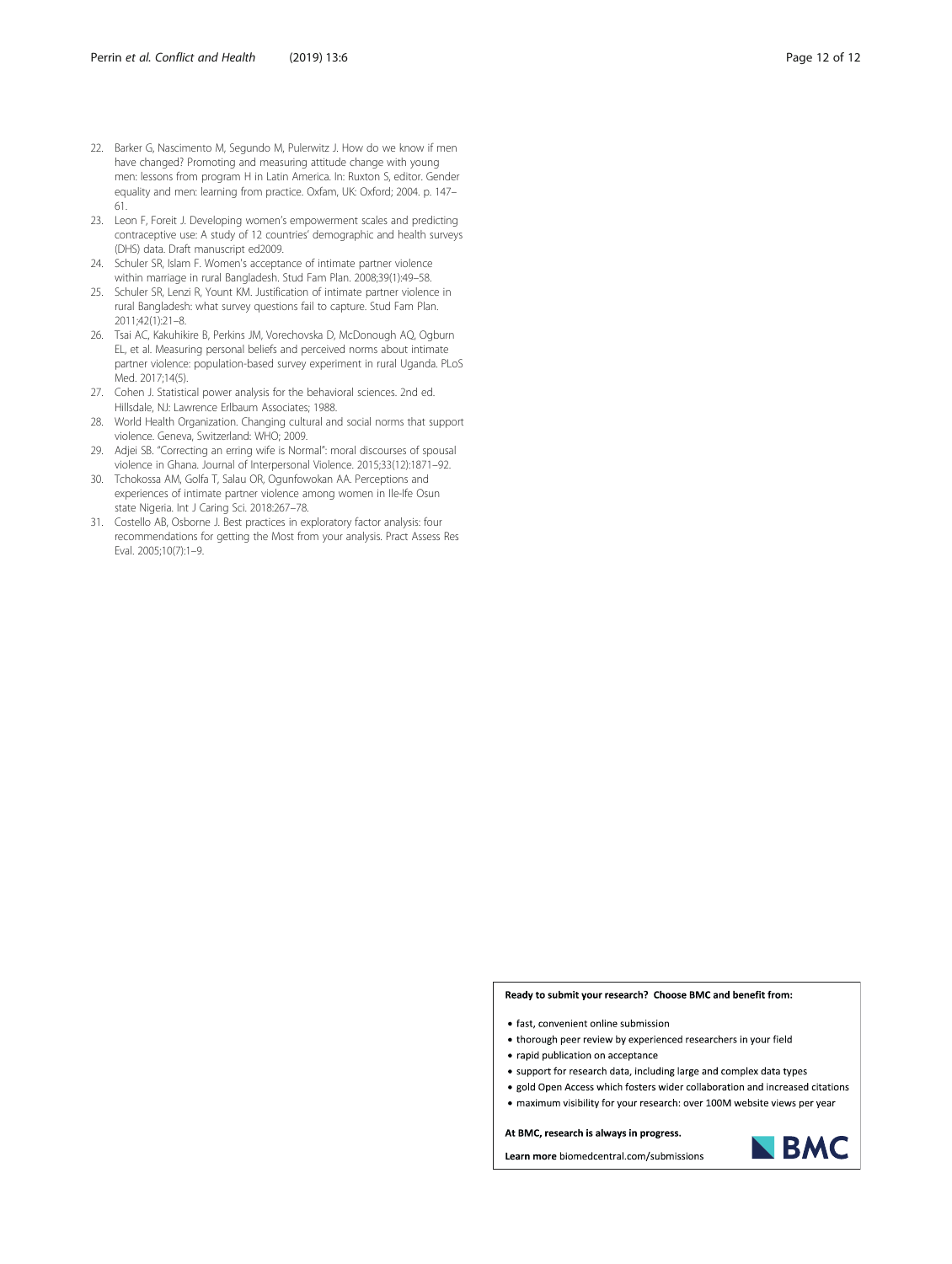22. Barker G, Nascimento M, Segundo M, Pulerwitz J. How do we know if men have changed? Promoting and measuring attitude change with young men: lessons from program H in Latin America. In: Ruxton S, editor. Gender equality and men: learning from practice. Oxfam, UK: Oxford; 2004. p. 147–61.
23. Leon F, Foreit J. Developing women's empowerment scales and predicting contraceptive use: A study of 12 countries' demographic and health surveys (DHS) data. Draft manuscript ed2009.
24. Schuler SR, Islam F. Women's acceptance of intimate partner violence within marriage in rural Bangladesh. Stud Fam Plan. 2008;39(1):49–58.
25. Schuler SR, Lenzi R, Yount KM. Justification of intimate partner violence in rural Bangladesh: what survey questions fail to capture. Stud Fam Plan. 2011;42(1):21–8.
26. Tsai AC, Kakuhikire B, Perkins JM, Vorechovska D, McDonough AQ, Ogburn EL, et al. Measuring personal beliefs and perceived norms about intimate partner violence: population-based survey experiment in rural Uganda. PLoS Med. 2017;14(5).
27. Cohen J. Statistical power analysis for the behavioral sciences. 2nd ed. Hillsdale, NJ: Lawrence Erlbaum Associates; 1988.
28. World Health Organization. Changing cultural and social norms that support violence. Geneva, Switzerland: WHO; 2009.
29. Adjei SB. "Correcting an erring wife is Normal": moral discourses of spousal violence in Ghana. Journal of Interpersonal Violence. 2015;33(12):1871–92.
30. Tchokossa AM, Golfa T, Salau OR, Ogunfowokan AA. Perceptions and experiences of intimate partner violence among women in Ile-Ife Osun state Nigeria. Int J Caring Sci. 2018:267–78.
31. Costello AB, Osborne J. Best practices in exploratory factor analysis: four recommendations for getting the Most from your analysis. Pract Assess Res Eval. 2005;10(7):1–9.

**Ready to submit your research? Choose BMC and benefit from:**

- fast, convenient online submission
- thorough peer review by experienced researchers in your field
- rapid publication on acceptance
- support for research data, including large and complex data types
- gold Open Access which fosters wider collaboration and increased citations
- maximum visibility for your research: over 100M website views per year

**At BMC, research is always in progress.**

**Learn more** biomedcentral.com/submissions

BMC